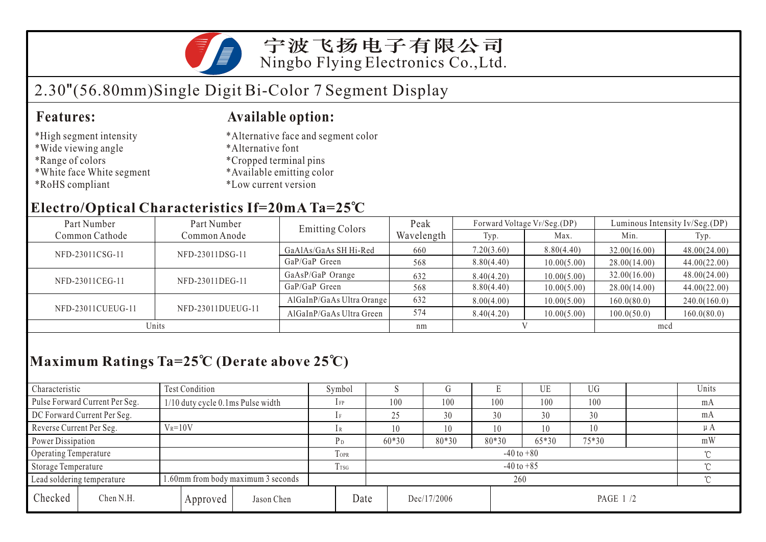宁波飞扬电子有限公司

Ningbo Flying Electronics Co.,Ltd.

# 2.30"(56.80mm)Single Digit Bi-Color 7 Segment Display

## Features:

*High segment intensity
*Wide viewing angle
*Range of colors
*White face White segment
*RoHS compliant

## Available option:

*Alternative face and segment color
*Alternative font
*Cropped terminal pins
*Available emitting color
*Low current version

## Electro/Optical Characteristics If=20mA Ta=25℃

| Part Number Common Cathode | Part Number Common Anode | Emitting Colors | Peak Wavelength | Forward Voltage $V_F$/Seg.(DP) | | Luminous Intensity Iv/Seg.(DP) | |
|---|---|---|---|---|---|---|---|
| | | | | Typ. | Max. | Min. | Typ. |
| NFD-23011CSG-11 | NFD-23011DSG-11 | GaAlAs/GaAs SH Hi-Red | 660 | 7.20(3.60) | 8.80(4.40) | 32.00(16.00) | 48.00(24.00) |
| | | GaP/GaP Green | 568 | 8.80(4.40) | 10.00(5.00) | 28.00(14.00) | 44.00(22.00) |
| NFD-23011CEG-11 | NFD-23011DEG-11 | GaAsP/GaP Orange | 632 | 8.40(4.20) | 10.00(5.00) | 32.00(16.00) | 48.00(24.00) |
| | | GaP/GaP Green | 568 | 8.80(4.40) | 10.00(5.00) | 28.00(14.00) | 44.00(22.00) |
| NFD-23011CUEUG-11 | NFD-23011DUEUG-11 | AlGaInP/GaAs Ultra Orange | 632 | 8.00(4.00) | 10.00(5.00) | 160.0(80.0) | 240.0(160.0) |
| | | AlGaInP/GaAs Ultra Green | 574 | 8.40(4.20) | 10.00(5.00) | 100.0(50.0) | 160.0(80.0) |
| Units | | | nm | V | | mcd | |

## Maximum Ratings Ta=25℃ (Derate above 25℃)

| Characteristic | Test Condition | Symbol | S | G | E | UE | UG | | Units |
|---|---|---|---|---|---|---|---|---|---|
| Pulse Forward Current Per Seg. | 1/10 duty cycle 0.1ms Pulse width | $I_{FP}$ | 100 | 100 | 100 | 100 | 100 | | mA |
| DC Forward Current Per Seg. | | $I_F$ | 25 | 30 | 30 | 30 | 30 | | mA |
| Reverse Current Per Seg. | $V_R$=10V | $I_R$ | 10 | 10 | 10 | 10 | 10 | | μA |
| Power Dissipation | | $P_D$ | 60*30 | 80*30 | 80*30 | 65*30 | 75*30 | | mW |
| Operating Temperature | | $T_{OPR}$ | -40 to +80 | | | | | | ℃ |
| Storage Temperature | | $T_{TSG}$ | -40 to +85 | | | | | | ℃ |
| Lead soldering temperature | 1.60mm from body maximum 3 seconds | | 260 | | | | | | ℃ |

| Checked | Chen N.H. | Approved | Jason Chen | Date | Dec/17/2006 | PAGE 1 /2 |
|---|---|---|---|---|---|---|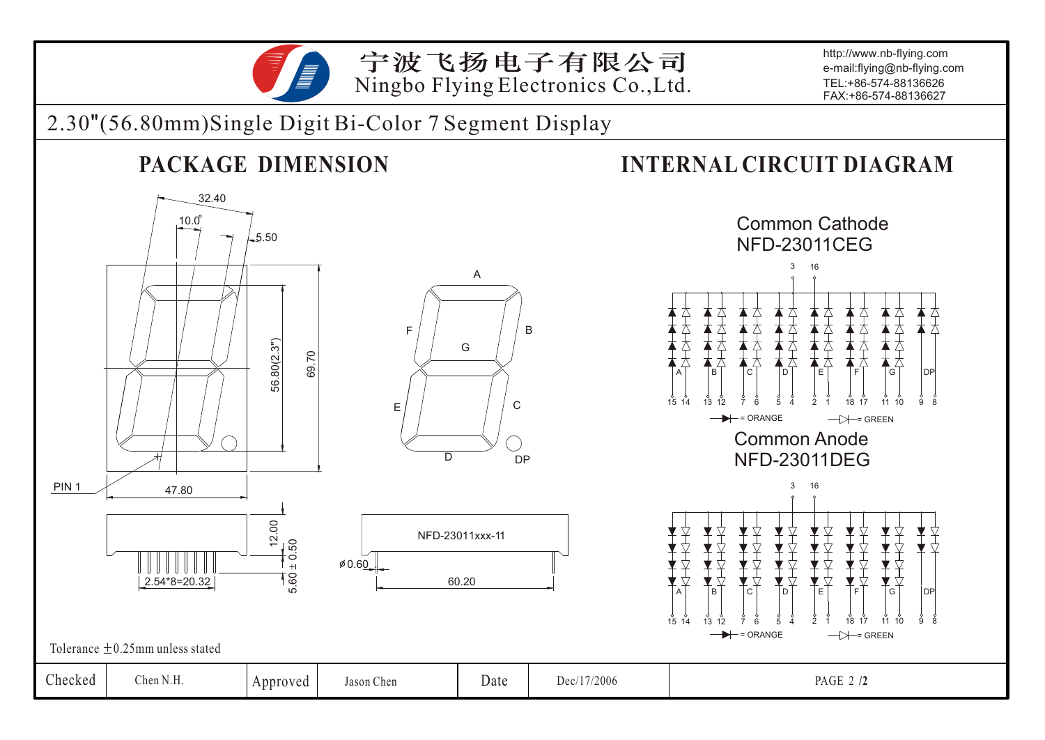宁波飞扬电子有限公司
Ningbo Flying Electronics Co.,Ltd.

http://www.nb-flying.com
e-mail:flying@nb-flying.com
TEL:+86-574-88136626
FAX:+86-574-88136627

# 2.30"(56.80mm)Single Digit Bi-Color 7 Segment Display

## PACKAGE DIMENSION

32.40
10.0°
5.50
56.80(2.3")
69.70
PIN 1
47.80
12.00
5.60 ± 0.50
2.54*8=20.32
ø0.60
NFD-23011xxx-11
60.20

A
B
C
D
E
F
G
DP

## INTERNAL CIRCUIT DIAGRAM

Common Cathode
NFD-23011CEG

3 16
A B C D E F G DP
15 14 13 12 7 6 5 4 2 1 18 17 11 10 9 8
= ORANGE
= GREEN

Common Anode
NFD-23011DEG

3 16
A B C D E F G DP
15 14 13 12 7 6 5 4 2 1 18 17 11 10 9 8
= ORANGE
= GREEN

Tolerance ±0.25mm unless stated

| Checked | Chen N.H. | Approved | Jason Chen | Date | Dec/17/2006 | PAGE 2 /2 |
|---|---|---|---|---|---|---|